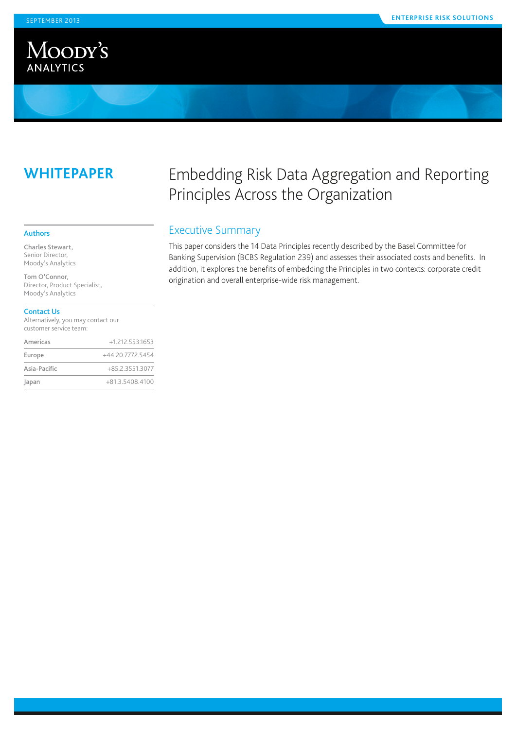SEPTEMBER 2013

ENTERPRISE RISK SOLUTIONS

Moody's Analytics

**WHITEPAPER**

# Embedding Risk Data Aggregation and Reporting Principles Across the Organization

### Authors

**Charles Stewart,**
Senior Director,
Moody's Analytics

**Tom O'Connor,**
Director, Product Specialist,
Moody's Analytics

### Contact Us

Alternatively, you may contact our customer service team:

| | |
|---|---|
| Americas | +1.212.553.1653 |
| Europe | +44.20.7772.5454 |
| Asia-Pacific | +85.2.3551.3077 |
| Japan | +81.3.5408.4100 |

## Executive Summary

This paper considers the 14 Data Principles recently described by the Basel Committee for Banking Supervision (BCBS Regulation 239) and assesses their associated costs and benefits. In addition, it explores the benefits of embedding the Principles in two contexts: corporate credit origination and overall enterprise-wide risk management.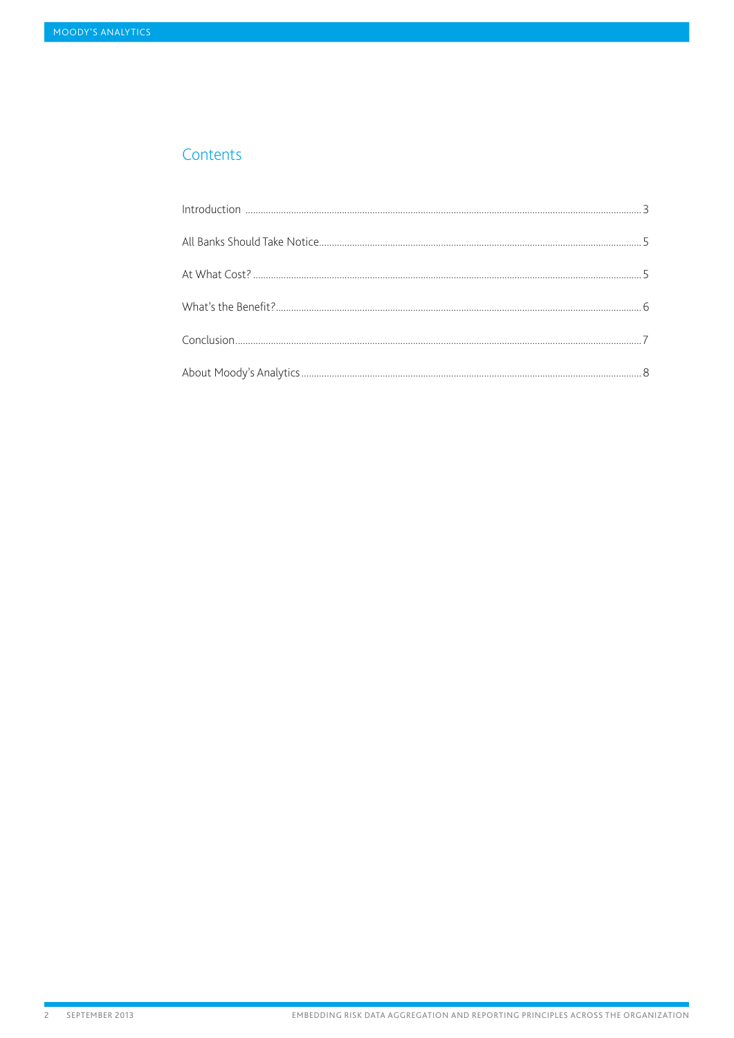## Contents

| | |
|---|---|
| Introduction | 3 |
| All Banks Should Take Notice | 5 |
| At What Cost? | 5 |
| What's the Benefit? | 6 |
| Conclusion | 7 |
| About Moody's Analytics | 8 |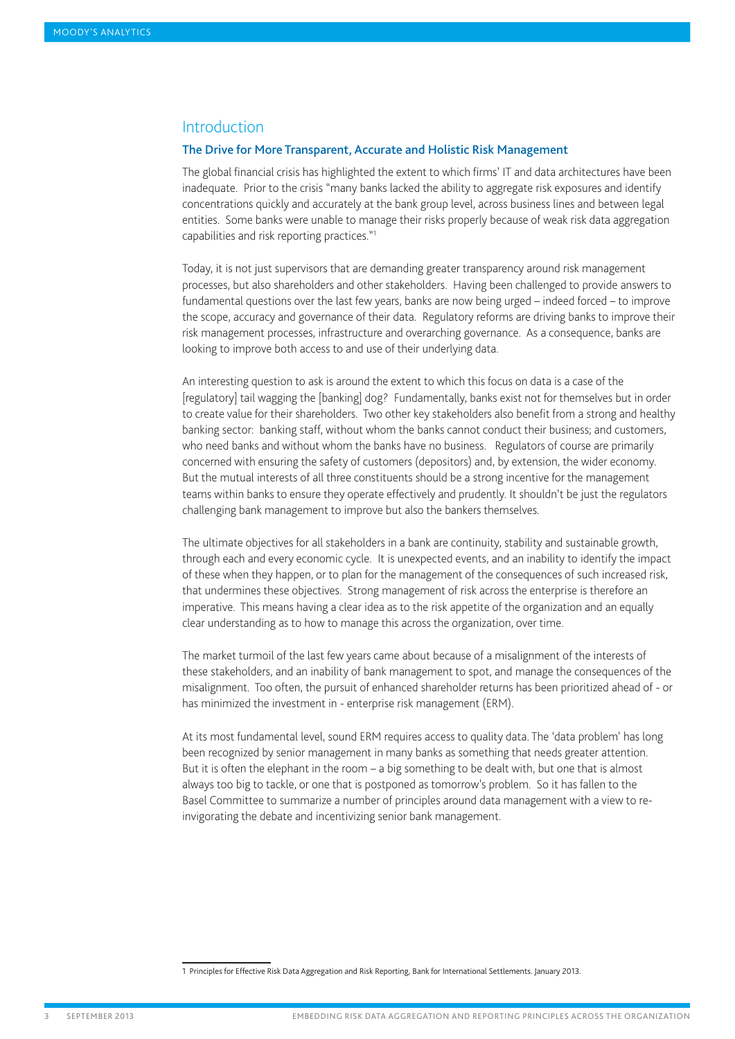## Introduction

### The Drive for More Transparent, Accurate and Holistic Risk Management

The global financial crisis has highlighted the extent to which firms' IT and data architectures have been inadequate. Prior to the crisis "many banks lacked the ability to aggregate risk exposures and identify concentrations quickly and accurately at the bank group level, across business lines and between legal entities. Some banks were unable to manage their risks properly because of weak risk data aggregation capabilities and risk reporting practices."[1]

Today, it is not just supervisors that are demanding greater transparency around risk management processes, but also shareholders and other stakeholders. Having been challenged to provide answers to fundamental questions over the last few years, banks are now being urged – indeed forced – to improve the scope, accuracy and governance of their data. Regulatory reforms are driving banks to improve their risk management processes, infrastructure and overarching governance. As a consequence, banks are looking to improve both access to and use of their underlying data.

An interesting question to ask is around the extent to which this focus on data is a case of the [regulatory] tail wagging the [banking] dog? Fundamentally, banks exist not for themselves but in order to create value for their shareholders. Two other key stakeholders also benefit from a strong and healthy banking sector: banking staff, without whom the banks cannot conduct their business; and customers, who need banks and without whom the banks have no business. Regulators of course are primarily concerned with ensuring the safety of customers (depositors) and, by extension, the wider economy. But the mutual interests of all three constituents should be a strong incentive for the management teams within banks to ensure they operate effectively and prudently. It shouldn't be just the regulators challenging bank management to improve but also the bankers themselves.

The ultimate objectives for all stakeholders in a bank are continuity, stability and sustainable growth, through each and every economic cycle. It is unexpected events, and an inability to identify the impact of these when they happen, or to plan for the management of the consequences of such increased risk, that undermines these objectives. Strong management of risk across the enterprise is therefore an imperative. This means having a clear idea as to the risk appetite of the organization and an equally clear understanding as to how to manage this across the organization, over time.

The market turmoil of the last few years came about because of a misalignment of the interests of these stakeholders, and an inability of bank management to spot, and manage the consequences of the misalignment. Too often, the pursuit of enhanced shareholder returns has been prioritized ahead of - or has minimized the investment in - enterprise risk management (ERM).

At its most fundamental level, sound ERM requires access to quality data. The 'data problem' has long been recognized by senior management in many banks as something that needs greater attention. But it is often the elephant in the room – a big something to be dealt with, but one that is almost always too big to tackle, or one that is postponed as tomorrow's problem. So it has fallen to the Basel Committee to summarize a number of principles around data management with a view to re-invigorating the debate and incentivizing senior bank management.

---

1 Principles for Effective Risk Data Aggregation and Risk Reporting, Bank for International Settlements. January 2013.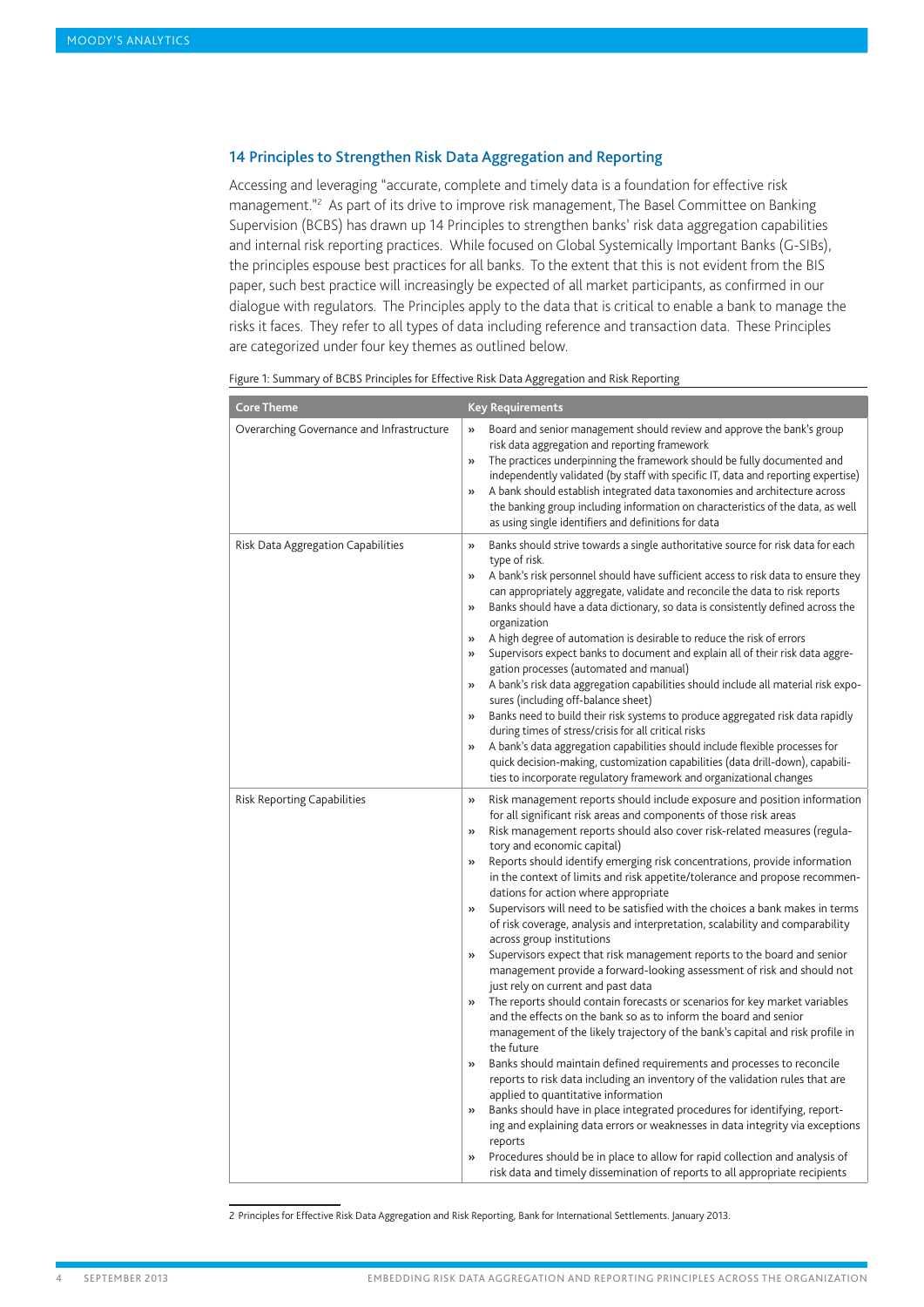## 14 Principles to Strengthen Risk Data Aggregation and Reporting

Accessing and leveraging "accurate, complete and timely data is a foundation for effective risk management."[2] As part of its drive to improve risk management, The Basel Committee on Banking Supervision (BCBS) has drawn up 14 Principles to strengthen banks' risk data aggregation capabilities and internal risk reporting practices. While focused on Global Systemically Important Banks (G-SIBs), the principles espouse best practices for all banks. To the extent that this is not evident from the BIS paper, such best practice will increasingly be expected of all market participants, as confirmed in our dialogue with regulators. The Principles apply to the data that is critical to enable a bank to manage the risks it faces. They refer to all types of data including reference and transaction data. These Principles are categorized under four key themes as outlined below.

Figure 1: Summary of BCBS Principles for Effective Risk Data Aggregation and Risk Reporting

| Core Theme | Key Requirements |
|---|---|
| Overarching Governance and Infrastructure | » Board and senior management should review and approve the bank's group risk data aggregation and reporting framework<br>» The practices underpinning the framework should be fully documented and independently validated (by staff with specific IT, data and reporting expertise)<br>» A bank should establish integrated data taxonomies and architecture across the banking group including information on characteristics of the data, as well as using single identifiers and definitions for data |
| Risk Data Aggregation Capabilities | » Banks should strive towards a single authoritative source for risk data for each type of risk.<br>» A bank's risk personnel should have sufficient access to risk data to ensure they can appropriately aggregate, validate and reconcile the data to risk reports<br>» Banks should have a data dictionary, so data is consistently defined across the organization<br>» A high degree of automation is desirable to reduce the risk of errors<br>» Supervisors expect banks to document and explain all of their risk data aggregation processes (automated and manual)<br>» A bank's risk data aggregation capabilities should include all material risk exposures (including off-balance sheet)<br>» Banks need to build their risk systems to produce aggregated risk data rapidly during times of stress/crisis for all critical risks<br>» A bank's data aggregation capabilities should include flexible processes for quick decision-making, customization capabilities (data drill-down), capabilities to incorporate regulatory framework and organizational changes |
| Risk Reporting Capabilities | » Risk management reports should include exposure and position information for all significant risk areas and components of those risk areas<br>» Risk management reports should also cover risk-related measures (regulatory and economic capital)<br>» Reports should identify emerging risk concentrations, provide information in the context of limits and risk appetite/tolerance and propose recommendations for action where appropriate<br>» Supervisors will need to be satisfied with the choices a bank makes in terms of risk coverage, analysis and interpretation, scalability and comparability across group institutions<br>» Supervisors expect that risk management reports to the board and senior management provide a forward-looking assessment of risk and should not just rely on current and past data<br>» The reports should contain forecasts or scenarios for key market variables and the effects on the bank so as to inform the board and senior management of the likely trajectory of the bank's capital and risk profile in the future<br>» Banks should maintain defined requirements and processes to reconcile reports to risk data including an inventory of the validation rules that are applied to quantitative information<br>» Banks should have in place integrated procedures for identifying, reporting and explaining data errors or weaknesses in data integrity via exceptions reports<br>» Procedures should be in place to allow for rapid collection and analysis of risk data and timely dissemination of reports to all appropriate recipients |

2 Principles for Effective Risk Data Aggregation and Risk Reporting, Bank for International Settlements. January 2013.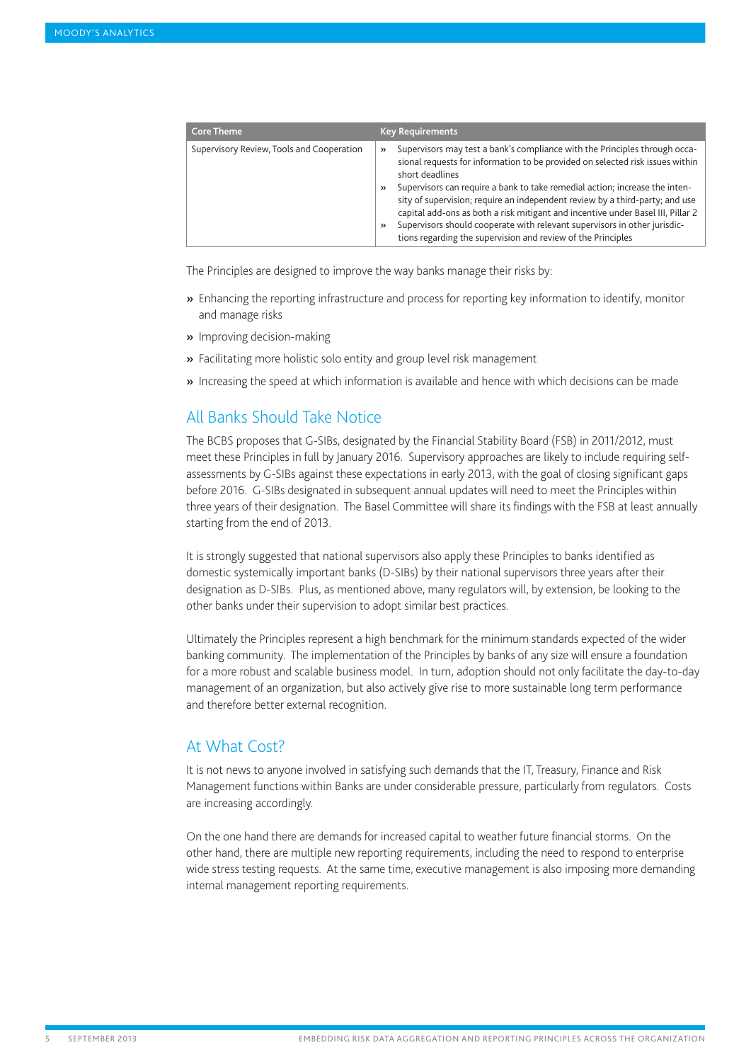| Core Theme | Key Requirements |
| --- | --- |
| Supervisory Review, Tools and Cooperation | » Supervisors may test a bank's compliance with the Principles through occasional requests for information to be provided on selected risk issues within short deadlines<br>» Supervisors can require a bank to take remedial action; increase the intensity of supervision; require an independent review by a third-party; and use capital add-ons as both a risk mitigant and incentive under Basel III, Pillar 2<br>» Supervisors should cooperate with relevant supervisors in other jurisdictions regarding the supervision and review of the Principles |

The Principles are designed to improve the way banks manage their risks by:

- Enhancing the reporting infrastructure and process for reporting key information to identify, monitor and manage risks
- Improving decision-making
- Facilitating more holistic solo entity and group level risk management
- Increasing the speed at which information is available and hence with which decisions can be made

## All Banks Should Take Notice

The BCBS proposes that G-SIBs, designated by the Financial Stability Board (FSB) in 2011/2012, must meet these Principles in full by January 2016. Supervisory approaches are likely to include requiring self-assessments by G-SIBs against these expectations in early 2013, with the goal of closing significant gaps before 2016. G-SIBs designated in subsequent annual updates will need to meet the Principles within three years of their designation. The Basel Committee will share its findings with the FSB at least annually starting from the end of 2013.

It is strongly suggested that national supervisors also apply these Principles to banks identified as domestic systemically important banks (D-SIBs) by their national supervisors three years after their designation as D-SIBs. Plus, as mentioned above, many regulators will, by extension, be looking to the other banks under their supervision to adopt similar best practices.

Ultimately the Principles represent a high benchmark for the minimum standards expected of the wider banking community. The implementation of the Principles by banks of any size will ensure a foundation for a more robust and scalable business model. In turn, adoption should not only facilitate the day-to-day management of an organization, but also actively give rise to more sustainable long term performance and therefore better external recognition.

## At What Cost?

It is not news to anyone involved in satisfying such demands that the IT, Treasury, Finance and Risk Management functions within Banks are under considerable pressure, particularly from regulators. Costs are increasing accordingly.

On the one hand there are demands for increased capital to weather future financial storms. On the other hand, there are multiple new reporting requirements, including the need to respond to enterprise wide stress testing requests. At the same time, executive management is also imposing more demanding internal management reporting requirements.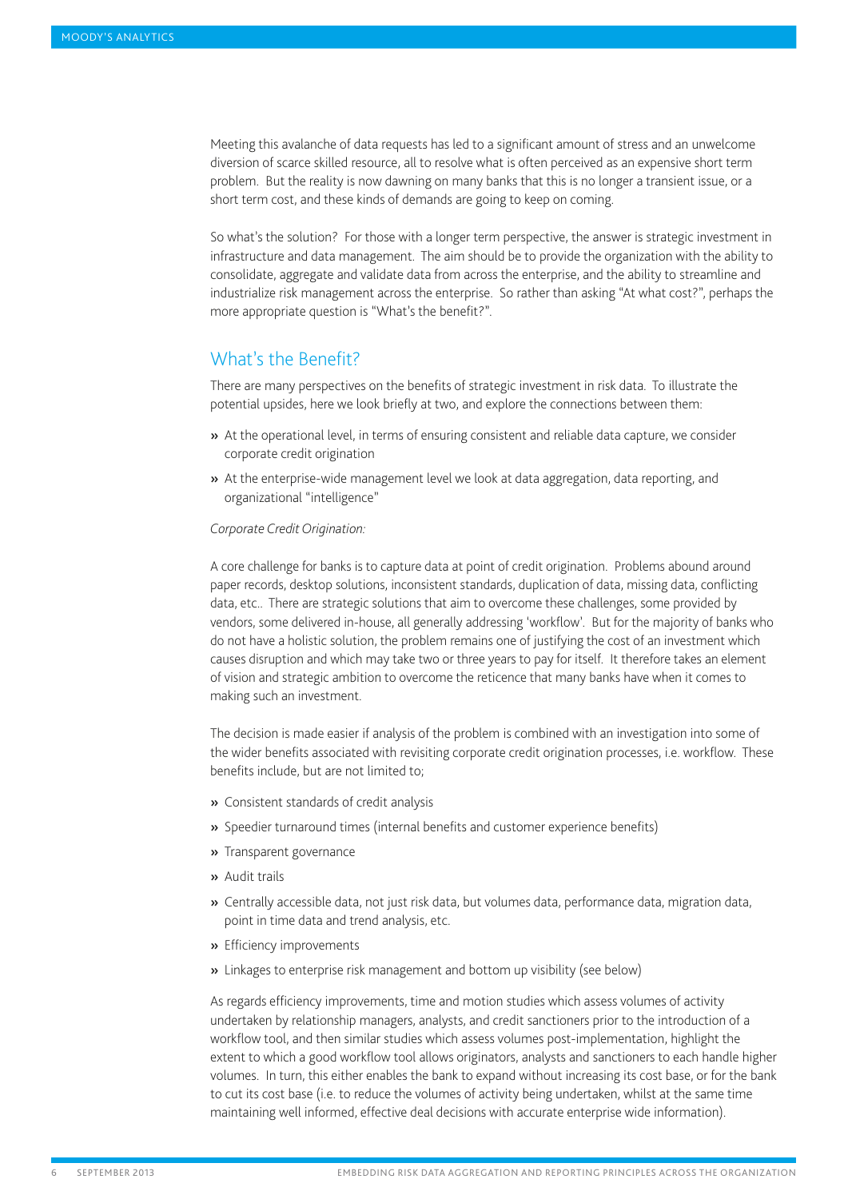Meeting this avalanche of data requests has led to a significant amount of stress and an unwelcome diversion of scarce skilled resource, all to resolve what is often perceived as an expensive short term problem. But the reality is now dawning on many banks that this is no longer a transient issue, or a short term cost, and these kinds of demands are going to keep on coming.

So what's the solution? For those with a longer term perspective, the answer is strategic investment in infrastructure and data management. The aim should be to provide the organization with the ability to consolidate, aggregate and validate data from across the enterprise, and the ability to streamline and industrialize risk management across the enterprise. So rather than asking "At what cost?", perhaps the more appropriate question is "What's the benefit?".

## What's the Benefit?

There are many perspectives on the benefits of strategic investment in risk data. To illustrate the potential upsides, here we look briefly at two, and explore the connections between them:

- At the operational level, in terms of ensuring consistent and reliable data capture, we consider corporate credit origination
- At the enterprise-wide management level we look at data aggregation, data reporting, and organizational "intelligence"

*Corporate Credit Origination:*

A core challenge for banks is to capture data at point of credit origination. Problems abound around paper records, desktop solutions, inconsistent standards, duplication of data, missing data, conflicting data, etc.. There are strategic solutions that aim to overcome these challenges, some provided by vendors, some delivered in-house, all generally addressing 'workflow'. But for the majority of banks who do not have a holistic solution, the problem remains one of justifying the cost of an investment which causes disruption and which may take two or three years to pay for itself. It therefore takes an element of vision and strategic ambition to overcome the reticence that many banks have when it comes to making such an investment.

The decision is made easier if analysis of the problem is combined with an investigation into some of the wider benefits associated with revisiting corporate credit origination processes, i.e. workflow. These benefits include, but are not limited to;

- Consistent standards of credit analysis
- Speedier turnaround times (internal benefits and customer experience benefits)
- Transparent governance
- Audit trails
- Centrally accessible data, not just risk data, but volumes data, performance data, migration data, point in time data and trend analysis, etc.
- Efficiency improvements
- Linkages to enterprise risk management and bottom up visibility (see below)

As regards efficiency improvements, time and motion studies which assess volumes of activity undertaken by relationship managers, analysts, and credit sanctioners prior to the introduction of a workflow tool, and then similar studies which assess volumes post-implementation, highlight the extent to which a good workflow tool allows originators, analysts and sanctioners to each handle higher volumes. In turn, this either enables the bank to expand without increasing its cost base, or for the bank to cut its cost base (i.e. to reduce the volumes of activity being undertaken, whilst at the same time maintaining well informed, effective deal decisions with accurate enterprise wide information).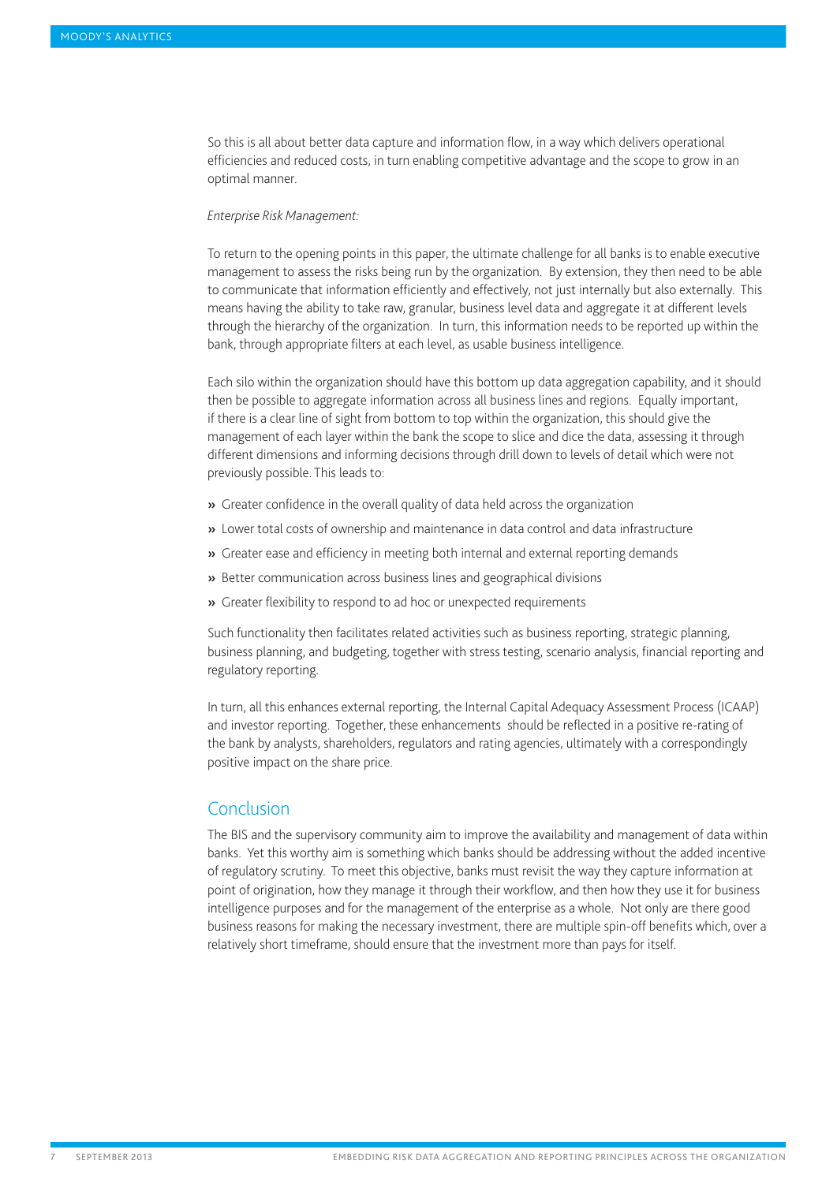So this is all about better data capture and information flow, in a way which delivers operational efficiencies and reduced costs, in turn enabling competitive advantage and the scope to grow in an optimal manner.

*Enterprise Risk Management:*

To return to the opening points in this paper, the ultimate challenge for all banks is to enable executive management to assess the risks being run by the organization. By extension, they then need to be able to communicate that information efficiently and effectively, not just internally but also externally. This means having the ability to take raw, granular, business level data and aggregate it at different levels through the hierarchy of the organization. In turn, this information needs to be reported up within the bank, through appropriate filters at each level, as usable business intelligence.

Each silo within the organization should have this bottom up data aggregation capability, and it should then be possible to aggregate information across all business lines and regions. Equally important, if there is a clear line of sight from bottom to top within the organization, this should give the management of each layer within the bank the scope to slice and dice the data, assessing it through different dimensions and informing decisions through drill down to levels of detail which were not previously possible. This leads to:

- Greater confidence in the overall quality of data held across the organization
- Lower total costs of ownership and maintenance in data control and data infrastructure
- Greater ease and efficiency in meeting both internal and external reporting demands
- Better communication across business lines and geographical divisions
- Greater flexibility to respond to ad hoc or unexpected requirements

Such functionality then facilitates related activities such as business reporting, strategic planning, business planning, and budgeting, together with stress testing, scenario analysis, financial reporting and regulatory reporting.

In turn, all this enhances external reporting, the Internal Capital Adequacy Assessment Process (ICAAP) and investor reporting. Together, these enhancements should be reflected in a positive re-rating of the bank by analysts, shareholders, regulators and rating agencies, ultimately with a correspondingly positive impact on the share price.

## Conclusion

The BIS and the supervisory community aim to improve the availability and management of data within banks. Yet this worthy aim is something which banks should be addressing without the added incentive of regulatory scrutiny. To meet this objective, banks must revisit the way they capture information at point of origination, how they manage it through their workflow, and then how they use it for business intelligence purposes and for the management of the enterprise as a whole. Not only are there good business reasons for making the necessary investment, there are multiple spin-off benefits which, over a relatively short timeframe, should ensure that the investment more than pays for itself.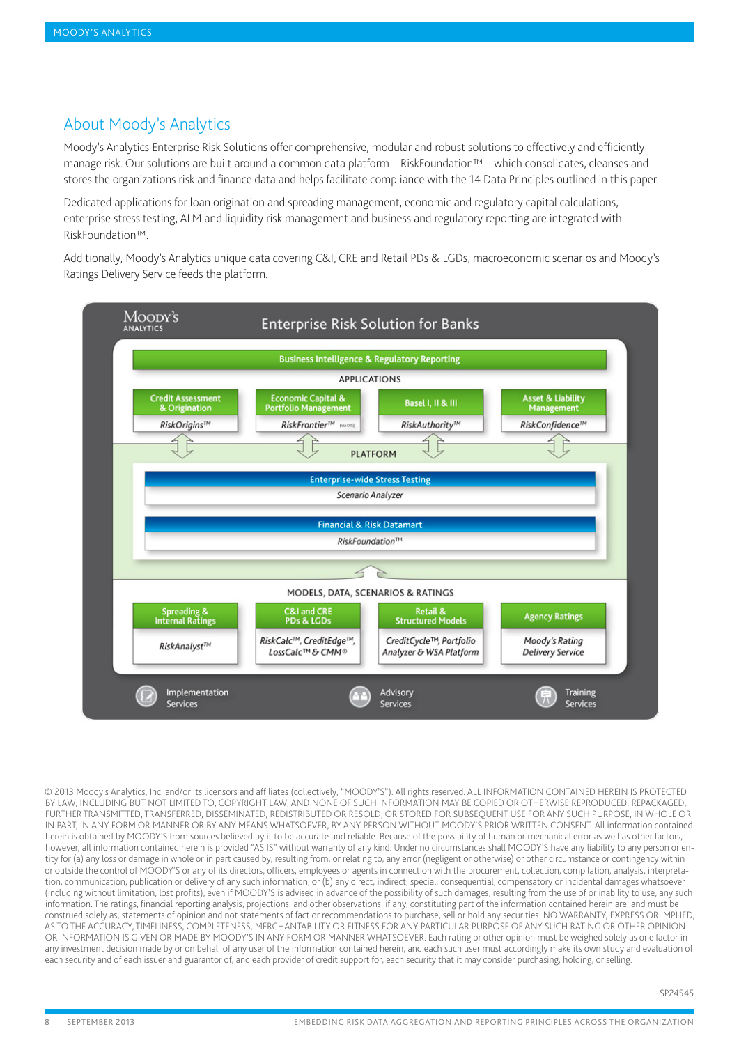## About Moody's Analytics

Moody's Analytics Enterprise Risk Solutions offer comprehensive, modular and robust solutions to effectively and efficiently manage risk. Our solutions are built around a common data platform – RiskFoundation™ – which consolidates, cleanses and stores the organizations risk and finance data and helps facilitate compliance with the 14 Data Principles outlined in this paper.

Dedicated applications for loan origination and spreading management, economic and regulatory capital calculations, enterprise stress testing, ALM and liquidity risk management and business and regulatory reporting are integrated with RiskFoundation™.

Additionally, Moody's Analytics unique data covering C&I, CRE and Retail PDs & LGDs, macroeconomic scenarios and Moody's Ratings Delivery Service feeds the platform.

Moody's Analytics

Enterprise Risk Solution for Banks

Business Intelligence & Regulatory Reporting

APPLICATIONS

Credit Assessment & Origination – *RiskOrigins™*

Economic Capital & Portfolio Management – *RiskFrontier™* (via DIS)

Basel I, II & III – *RiskAuthority™*

Asset & Liability Management – *RiskConfidence™*

PLATFORM

Enterprise-wide Stress Testing – *Scenario Analyzer*

Financial & Risk Datamart – *RiskFoundation™*

MODELS, DATA, SCENARIOS & RATINGS

Spreading & Internal Ratings – *RiskAnalyst™*

C&I and CRE PDs & LGDs – *RiskCalc™, CreditEdge™, LossCalc™ & CMM®*

Retail & Structured Models – *CreditCycle™, Portfolio Analyzer & WSA Platform*

Agency Ratings – *Moody's Rating Delivery Service*

Implementation Services

Advisory Services

Training Services

© 2013 Moody's Analytics, Inc. and/or its licensors and affiliates (collectively, "MOODY'S"). All rights reserved. ALL INFORMATION CONTAINED HEREIN IS PROTECTED BY LAW, INCLUDING BUT NOT LIMITED TO, COPYRIGHT LAW, AND NONE OF SUCH INFORMATION MAY BE COPIED OR OTHERWISE REPRODUCED, REPACKAGED, FURTHER TRANSMITTED, TRANSFERRED, DISSEMINATED, REDISTRIBUTED OR RESOLD, OR STORED FOR SUBSEQUENT USE FOR ANY SUCH PURPOSE, IN WHOLE OR IN PART, IN ANY FORM OR MANNER OR BY ANY MEANS WHATSOEVER, BY ANY PERSON WITHOUT MOODY'S PRIOR WRITTEN CONSENT. All information contained herein is obtained by MOODY'S from sources believed by it to be accurate and reliable. Because of the possibility of human or mechanical error as well as other factors, however, all information contained herein is provided "AS IS" without warranty of any kind. Under no circumstances shall MOODY'S have any liability to any person or entity for (a) any loss or damage in whole or in part caused by, resulting from, or relating to, any error (negligent or otherwise) or other circumstance or contingency within or outside the control of MOODY'S or any of its directors, officers, employees or agents in connection with the procurement, collection, compilation, analysis, interpretation, communication, publication or delivery of any such information, or (b) any direct, indirect, special, consequential, compensatory or incidental damages whatsoever (including without limitation, lost profits), even if MOODY'S is advised in advance of the possibility of such damages, resulting from the use of or inability to use, any such information. The ratings, financial reporting analysis, projections, and other observations, if any, constituting part of the information contained herein are, and must be construed solely as, statements of opinion and not statements of fact or recommendations to purchase, sell or hold any securities. NO WARRANTY, EXPRESS OR IMPLIED, AS TO THE ACCURACY, TIMELINESS, COMPLETENESS, MERCHANTABILITY OR FITNESS FOR ANY PARTICULAR PURPOSE OF ANY SUCH RATING OR OTHER OPINION OR INFORMATION IS GIVEN OR MADE BY MOODY'S IN ANY FORM OR MANNER WHATSOEVER. Each rating or other opinion must be weighed solely as one factor in any investment decision made by or on behalf of any user of the information contained herein, and each such user must accordingly make its own study and evaluation of each security and of each issuer and guarantor of, and each provider of credit support for, each security that it may consider purchasing, holding, or selling.

SP24545